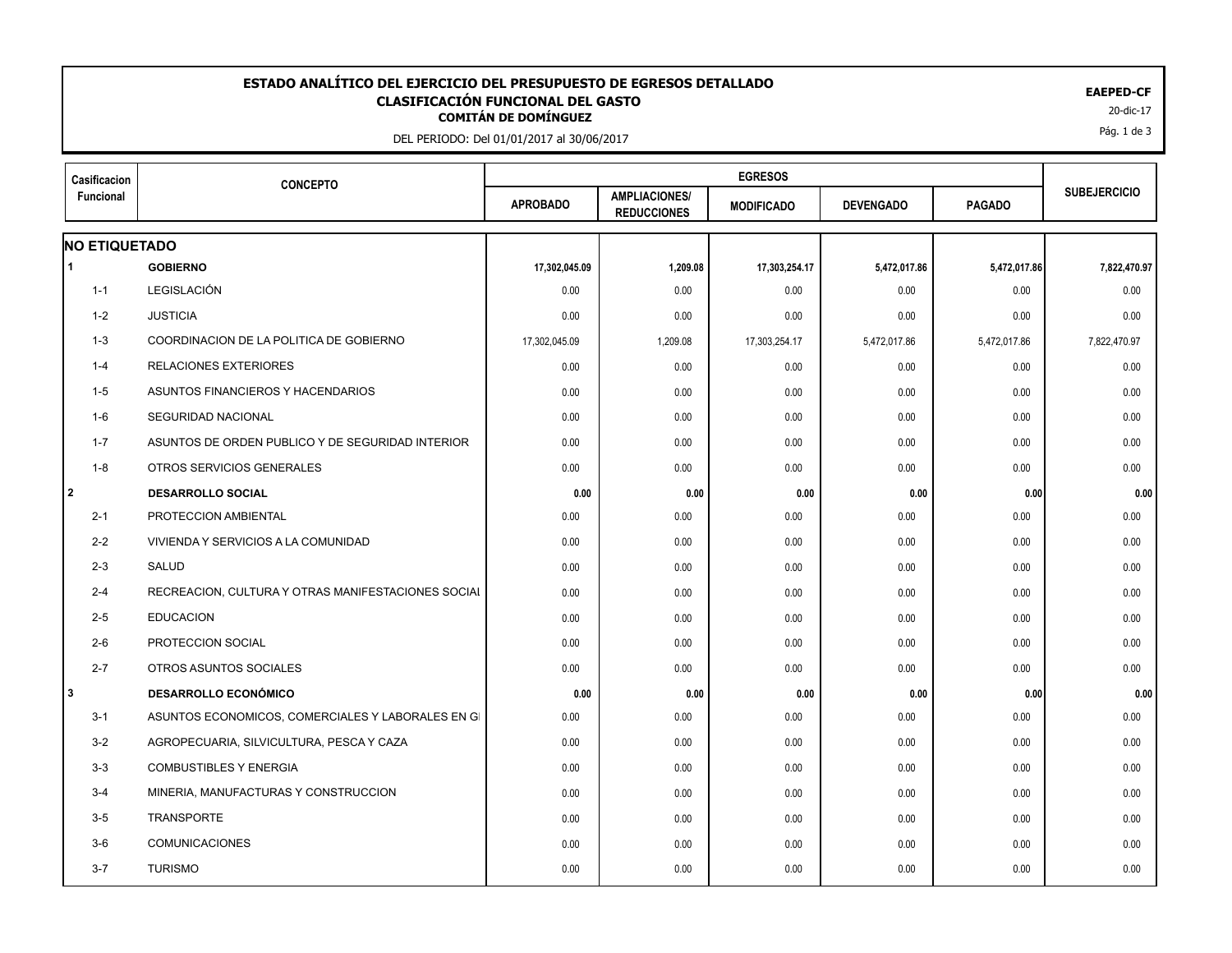# ESTADO ANALÍTICO DEL EJERCICIO DEL PRESUPUESTO DE EGRESOS DETALLADO
## CLASIFICACIÓN FUNCIONAL DEL GASTO
### COMITÁN DE DOMÍNGUEZ

DEL PERIODO: Del 01/01/2017 al 30/06/2017

**EAEPED-CF**
20-dic-17

| Casificacion Funcional | CONCEPTO | EGRESOS | | | | | SUBEJERCICIO |
|---|---|---|---|---|---|---|---|
| | | APROBADO | AMPLIACIONES/ REDUCCIONES | MODIFICADO | DEVENGADO | PAGADO | |
| **NO ETIQUETADO** | | | | | | | |
| **1** | **GOBIERNO** | **17,302,045.09** | **1,209.08** | **17,303,254.17** | **5,472,017.86** | **5,472,017.86** | **7,822,470.97** |
| 1-1 | LEGISLACIÓN | 0.00 | 0.00 | 0.00 | 0.00 | 0.00 | 0.00 |
| 1-2 | JUSTICIA | 0.00 | 0.00 | 0.00 | 0.00 | 0.00 | 0.00 |
| 1-3 | COORDINACION DE LA POLITICA DE GOBIERNO | 17,302,045.09 | 1,209.08 | 17,303,254.17 | 5,472,017.86 | 5,472,017.86 | 7,822,470.97 |
| 1-4 | RELACIONES EXTERIORES | 0.00 | 0.00 | 0.00 | 0.00 | 0.00 | 0.00 |
| 1-5 | ASUNTOS FINANCIEROS Y HACENDARIOS | 0.00 | 0.00 | 0.00 | 0.00 | 0.00 | 0.00 |
| 1-6 | SEGURIDAD NACIONAL | 0.00 | 0.00 | 0.00 | 0.00 | 0.00 | 0.00 |
| 1-7 | ASUNTOS DE ORDEN PUBLICO Y DE SEGURIDAD INTERIOR | 0.00 | 0.00 | 0.00 | 0.00 | 0.00 | 0.00 |
| 1-8 | OTROS SERVICIOS GENERALES | 0.00 | 0.00 | 0.00 | 0.00 | 0.00 | 0.00 |
| **2** | **DESARROLLO SOCIAL** | **0.00** | **0.00** | **0.00** | **0.00** | **0.00** | **0.00** |
| 2-1 | PROTECCION AMBIENTAL | 0.00 | 0.00 | 0.00 | 0.00 | 0.00 | 0.00 |
| 2-2 | VIVIENDA Y SERVICIOS A LA COMUNIDAD | 0.00 | 0.00 | 0.00 | 0.00 | 0.00 | 0.00 |
| 2-3 | SALUD | 0.00 | 0.00 | 0.00 | 0.00 | 0.00 | 0.00 |
| 2-4 | RECREACION, CULTURA Y OTRAS MANIFESTACIONES SOCIAL | 0.00 | 0.00 | 0.00 | 0.00 | 0.00 | 0.00 |
| 2-5 | EDUCACION | 0.00 | 0.00 | 0.00 | 0.00 | 0.00 | 0.00 |
| 2-6 | PROTECCION SOCIAL | 0.00 | 0.00 | 0.00 | 0.00 | 0.00 | 0.00 |
| 2-7 | OTROS ASUNTOS SOCIALES | 0.00 | 0.00 | 0.00 | 0.00 | 0.00 | 0.00 |
| **3** | **DESARROLLO ECONÓMICO** | **0.00** | **0.00** | **0.00** | **0.00** | **0.00** | **0.00** |
| 3-1 | ASUNTOS ECONOMICOS, COMERCIALES Y LABORALES EN GI | 0.00 | 0.00 | 0.00 | 0.00 | 0.00 | 0.00 |
| 3-2 | AGROPECUARIA, SILVICULTURA, PESCA Y CAZA | 0.00 | 0.00 | 0.00 | 0.00 | 0.00 | 0.00 |
| 3-3 | COMBUSTIBLES Y ENERGIA | 0.00 | 0.00 | 0.00 | 0.00 | 0.00 | 0.00 |
| 3-4 | MINERIA, MANUFACTURAS Y CONSTRUCCION | 0.00 | 0.00 | 0.00 | 0.00 | 0.00 | 0.00 |
| 3-5 | TRANSPORTE | 0.00 | 0.00 | 0.00 | 0.00 | 0.00 | 0.00 |
| 3-6 | COMUNICACIONES | 0.00 | 0.00 | 0.00 | 0.00 | 0.00 | 0.00 |
| 3-7 | TURISMO | 0.00 | 0.00 | 0.00 | 0.00 | 0.00 | 0.00 |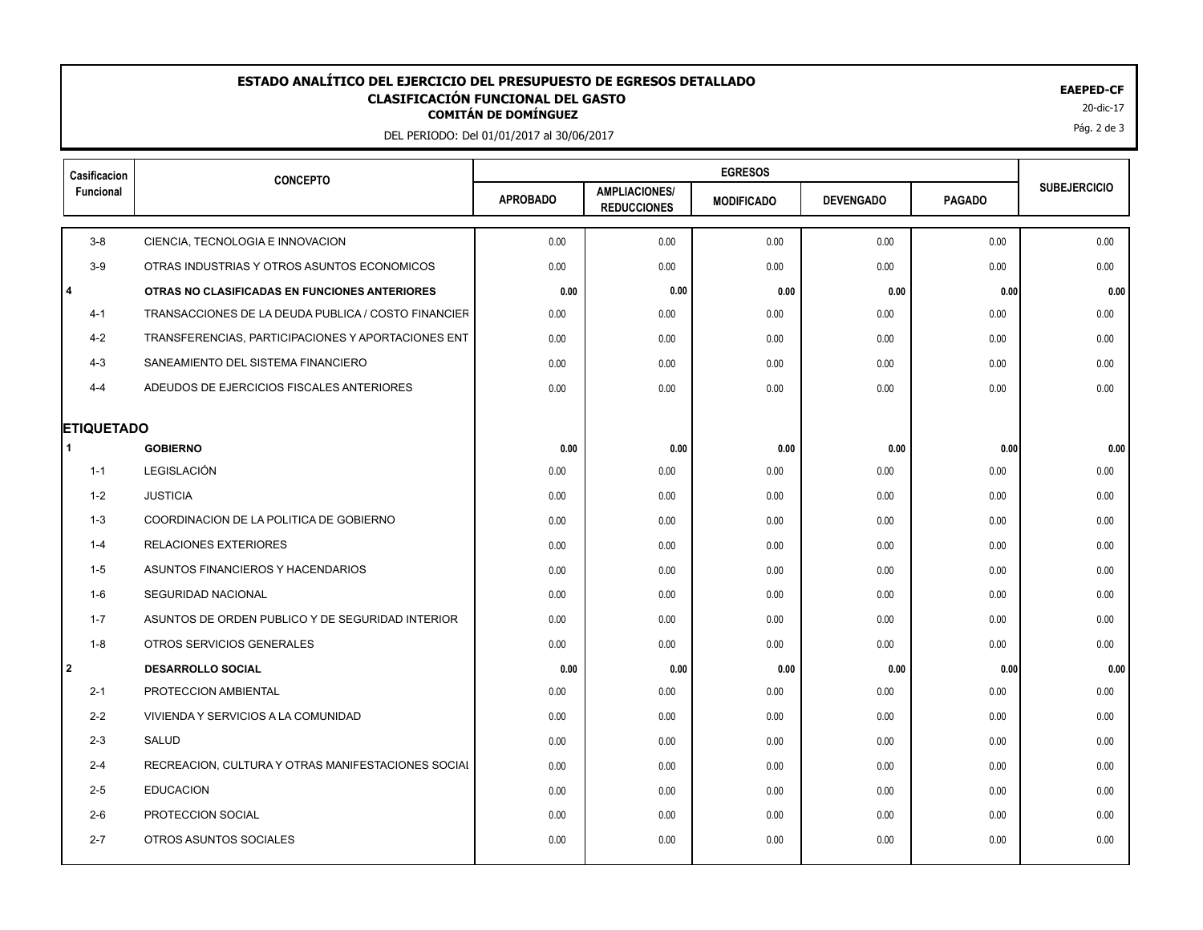# ESTADO ANALÍTICO DEL EJERCICIO DEL PRESUPUESTO DE EGRESOS DETALLADO
## CLASIFICACIÓN FUNCIONAL DEL GASTO
### COMITÁN DE DOMÍNGUEZ

DEL PERIODO: Del 01/01/2017 al 30/06/2017

**EAEPED-CF**
20-dic-17

| Casificacion Funcional | CONCEPTO | EGRESOS | | | | | SUBEJERCICIO |
|---|---|---|---|---|---|---|---|
| | | APROBADO | AMPLIACIONES/ REDUCCIONES | MODIFICADO | DEVENGADO | PAGADO | |
| 3-8 | CIENCIA, TECNOLOGIA E INNOVACION | 0.00 | 0.00 | 0.00 | 0.00 | 0.00 | 0.00 |
| 3-9 | OTRAS INDUSTRIAS Y OTROS ASUNTOS ECONOMICOS | 0.00 | 0.00 | 0.00 | 0.00 | 0.00 | 0.00 |
| **4** | **OTRAS NO CLASIFICADAS EN FUNCIONES ANTERIORES** | **0.00** | **0.00** | **0.00** | **0.00** | **0.00** | **0.00** |
| 4-1 | TRANSACCIONES DE LA DEUDA PUBLICA / COSTO FINANCIER | 0.00 | 0.00 | 0.00 | 0.00 | 0.00 | 0.00 |
| 4-2 | TRANSFERENCIAS, PARTICIPACIONES Y APORTACIONES ENT | 0.00 | 0.00 | 0.00 | 0.00 | 0.00 | 0.00 |
| 4-3 | SANEAMIENTO DEL SISTEMA FINANCIERO | 0.00 | 0.00 | 0.00 | 0.00 | 0.00 | 0.00 |
| 4-4 | ADEUDOS DE EJERCICIOS FISCALES ANTERIORES | 0.00 | 0.00 | 0.00 | 0.00 | 0.00 | 0.00 |
| **ETIQUETADO** | | | | | | | |
| **1** | **GOBIERNO** | **0.00** | **0.00** | **0.00** | **0.00** | **0.00** | **0.00** |
| 1-1 | LEGISLACIÓN | 0.00 | 0.00 | 0.00 | 0.00 | 0.00 | 0.00 |
| 1-2 | JUSTICIA | 0.00 | 0.00 | 0.00 | 0.00 | 0.00 | 0.00 |
| 1-3 | COORDINACION DE LA POLITICA DE GOBIERNO | 0.00 | 0.00 | 0.00 | 0.00 | 0.00 | 0.00 |
| 1-4 | RELACIONES EXTERIORES | 0.00 | 0.00 | 0.00 | 0.00 | 0.00 | 0.00 |
| 1-5 | ASUNTOS FINANCIEROS Y HACENDARIOS | 0.00 | 0.00 | 0.00 | 0.00 | 0.00 | 0.00 |
| 1-6 | SEGURIDAD NACIONAL | 0.00 | 0.00 | 0.00 | 0.00 | 0.00 | 0.00 |
| 1-7 | ASUNTOS DE ORDEN PUBLICO Y DE SEGURIDAD INTERIOR | 0.00 | 0.00 | 0.00 | 0.00 | 0.00 | 0.00 |
| 1-8 | OTROS SERVICIOS GENERALES | 0.00 | 0.00 | 0.00 | 0.00 | 0.00 | 0.00 |
| **2** | **DESARROLLO SOCIAL** | **0.00** | **0.00** | **0.00** | **0.00** | **0.00** | **0.00** |
| 2-1 | PROTECCION AMBIENTAL | 0.00 | 0.00 | 0.00 | 0.00 | 0.00 | 0.00 |
| 2-2 | VIVIENDA Y SERVICIOS A LA COMUNIDAD | 0.00 | 0.00 | 0.00 | 0.00 | 0.00 | 0.00 |
| 2-3 | SALUD | 0.00 | 0.00 | 0.00 | 0.00 | 0.00 | 0.00 |
| 2-4 | RECREACION, CULTURA Y OTRAS MANIFESTACIONES SOCIAL | 0.00 | 0.00 | 0.00 | 0.00 | 0.00 | 0.00 |
| 2-5 | EDUCACION | 0.00 | 0.00 | 0.00 | 0.00 | 0.00 | 0.00 |
| 2-6 | PROTECCION SOCIAL | 0.00 | 0.00 | 0.00 | 0.00 | 0.00 | 0.00 |
| 2-7 | OTROS ASUNTOS SOCIALES | 0.00 | 0.00 | 0.00 | 0.00 | 0.00 | 0.00 |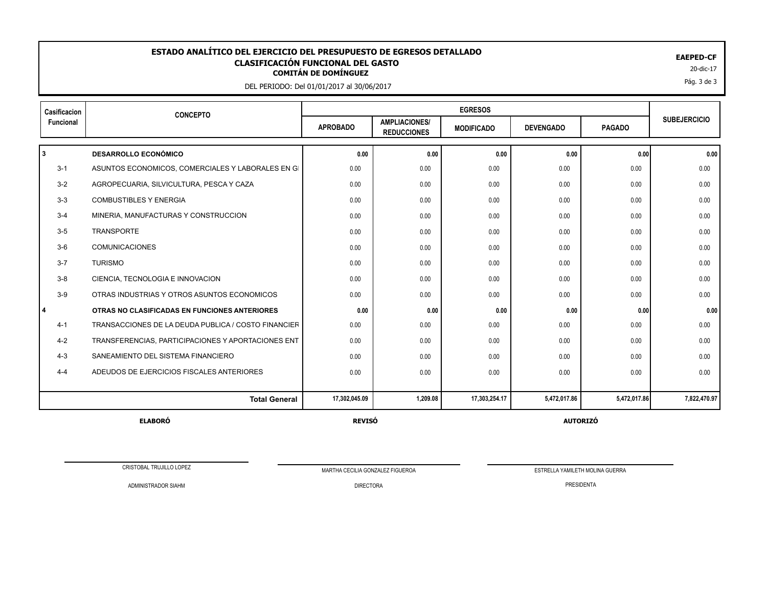# ESTADO ANALÍTICO DEL EJERCICIO DEL PRESUPUESTO DE EGRESOS DETALLADO

## CLASIFICACIÓN FUNCIONAL DEL GASTO

### COMITÁN DE DOMÍNGUEZ

DEL PERIODO: Del 01/01/2017 al 30/06/2017

**EAEPED-CF**

20-dic-17

| Casificacion Funcional | CONCEPTO | EGRESOS | | | | | SUBEJERCICIO |
|---|---|---|---|---|---|---|---|
| | | APROBADO | AMPLIACIONES/ REDUCCIONES | MODIFICADO | DEVENGADO | PAGADO | |
| **3** | **DESARROLLO ECONÓMICO** | **0.00** | **0.00** | **0.00** | **0.00** | **0.00** | **0.00** |
| 3-1 | ASUNTOS ECONOMICOS, COMERCIALES Y LABORALES EN GI | 0.00 | 0.00 | 0.00 | 0.00 | 0.00 | 0.00 |
| 3-2 | AGROPECUARIA, SILVICULTURA, PESCA Y CAZA | 0.00 | 0.00 | 0.00 | 0.00 | 0.00 | 0.00 |
| 3-3 | COMBUSTIBLES Y ENERGIA | 0.00 | 0.00 | 0.00 | 0.00 | 0.00 | 0.00 |
| 3-4 | MINERIA, MANUFACTURAS Y CONSTRUCCION | 0.00 | 0.00 | 0.00 | 0.00 | 0.00 | 0.00 |
| 3-5 | TRANSPORTE | 0.00 | 0.00 | 0.00 | 0.00 | 0.00 | 0.00 |
| 3-6 | COMUNICACIONES | 0.00 | 0.00 | 0.00 | 0.00 | 0.00 | 0.00 |
| 3-7 | TURISMO | 0.00 | 0.00 | 0.00 | 0.00 | 0.00 | 0.00 |
| 3-8 | CIENCIA, TECNOLOGIA E INNOVACION | 0.00 | 0.00 | 0.00 | 0.00 | 0.00 | 0.00 |
| 3-9 | OTRAS INDUSTRIAS Y OTROS ASUNTOS ECONOMICOS | 0.00 | 0.00 | 0.00 | 0.00 | 0.00 | 0.00 |
| **4** | **OTRAS NO CLASIFICADAS EN FUNCIONES ANTERIORES** | **0.00** | **0.00** | **0.00** | **0.00** | **0.00** | **0.00** |
| 4-1 | TRANSACCIONES DE LA DEUDA PUBLICA / COSTO FINANCIER | 0.00 | 0.00 | 0.00 | 0.00 | 0.00 | 0.00 |
| 4-2 | TRANSFERENCIAS, PARTICIPACIONES Y APORTACIONES ENT | 0.00 | 0.00 | 0.00 | 0.00 | 0.00 | 0.00 |
| 4-3 | SANEAMIENTO DEL SISTEMA FINANCIERO | 0.00 | 0.00 | 0.00 | 0.00 | 0.00 | 0.00 |
| 4-4 | ADEUDOS DE EJERCICIOS FISCALES ANTERIORES | 0.00 | 0.00 | 0.00 | 0.00 | 0.00 | 0.00 |
| | **Total General** | **17,302,045.09** | **1,209.08** | **17,303,254.17** | **5,472,017.86** | **5,472,017.86** | **7,822,470.97** |

**ELABORÓ**

CRISTOBAL TRUJILLO LOPEZ

ADMINISTRADOR SIAHM

**REVISÓ**

MARTHA CECILIA GONZALEZ FIGUEROA

DIRECTORA

**AUTORIZÓ**

ESTRELLA YAMILETH MOLINA GUERRA

PRESIDENTA